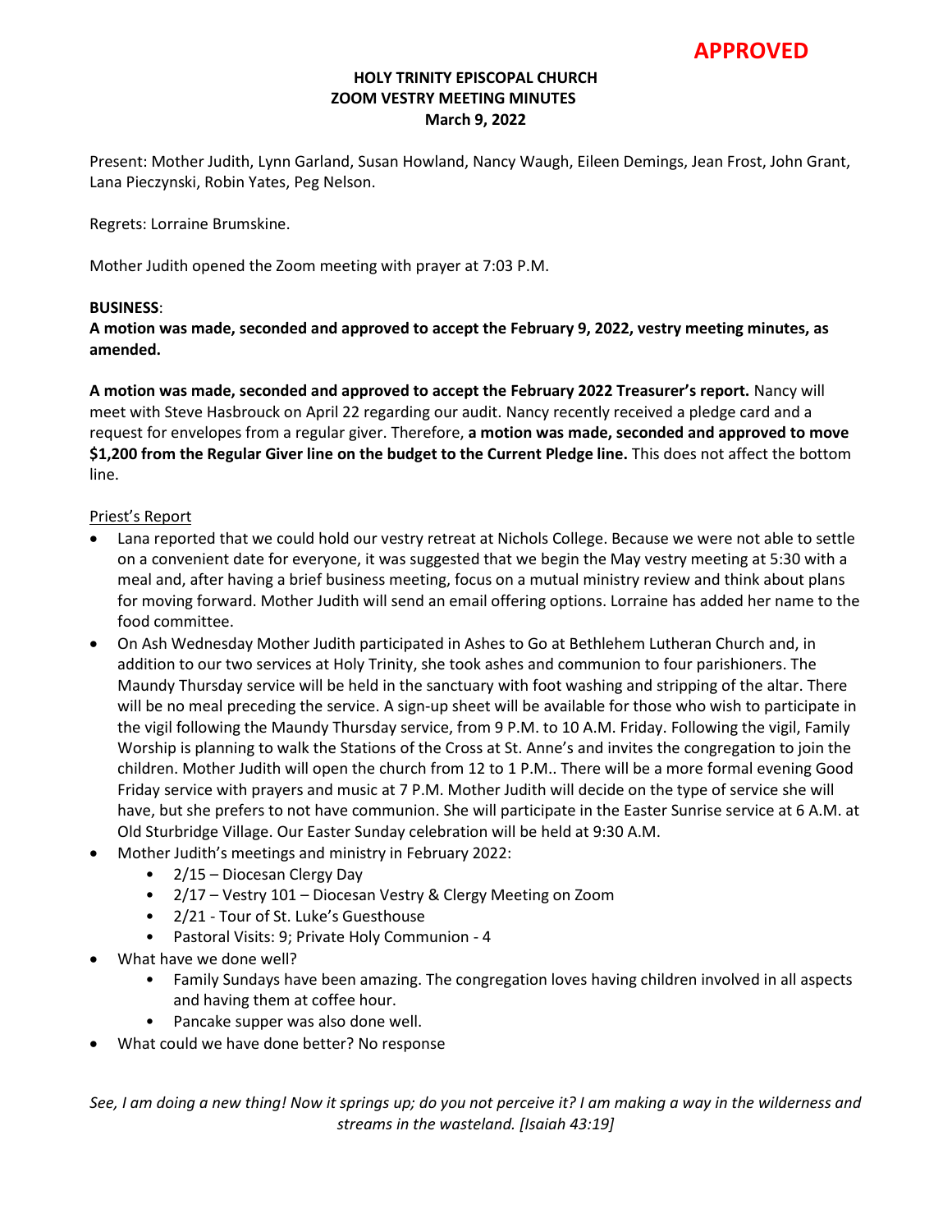**APPROVED**

**HOLY TRINITY EPISCOPAL CHURCH**
**ZOOM VESTRY MEETING MINUTES**
**March 9, 2022**

Present: Mother Judith, Lynn Garland, Susan Howland, Nancy Waugh, Eileen Demings, Jean Frost, John Grant, Lana Pieczynski, Robin Yates, Peg Nelson.

Regrets: Lorraine Brumskine.

Mother Judith opened the Zoom meeting with prayer at 7:03 P.M.

**BUSINESS**:

**A motion was made, seconded and approved to accept the February 9, 2022, vestry meeting minutes, as amended.**

**A motion was made, seconded and approved to accept the February 2022 Treasurer's report.** Nancy will meet with Steve Hasbrouck on April 22 regarding our audit. Nancy recently received a pledge card and a request for envelopes from a regular giver. Therefore, **a motion was made, seconded and approved to move $1,200 from the Regular Giver line on the budget to the Current Pledge line.** This does not affect the bottom line.

<u>Priest's Report</u>

- Lana reported that we could hold our vestry retreat at Nichols College. Because we were not able to settle on a convenient date for everyone, it was suggested that we begin the May vestry meeting at 5:30 with a meal and, after having a brief business meeting, focus on a mutual ministry review and think about plans for moving forward. Mother Judith will send an email offering options. Lorraine has added her name to the food committee.
- On Ash Wednesday Mother Judith participated in Ashes to Go at Bethlehem Lutheran Church and, in addition to our two services at Holy Trinity, she took ashes and communion to four parishioners. The Maundy Thursday service will be held in the sanctuary with foot washing and stripping of the altar. There will be no meal preceding the service. A sign-up sheet will be available for those who wish to participate in the vigil following the Maundy Thursday service, from 9 P.M. to 10 A.M. Friday. Following the vigil, Family Worship is planning to walk the Stations of the Cross at St. Anne's and invites the congregation to join the children. Mother Judith will open the church from 12 to 1 P.M.. There will be a more formal evening Good Friday service with prayers and music at 7 P.M. Mother Judith will decide on the type of service she will have, but she prefers to not have communion. She will participate in the Easter Sunrise service at 6 A.M. at Old Sturbridge Village. Our Easter Sunday celebration will be held at 9:30 A.M.
- Mother Judith's meetings and ministry in February 2022:
  - 2/15 – Diocesan Clergy Day
  - 2/17 – Vestry 101 – Diocesan Vestry & Clergy Meeting on Zoom
  - 2/21 - Tour of St. Luke's Guesthouse
  - Pastoral Visits: 9; Private Holy Communion - 4
- What have we done well?
  - Family Sundays have been amazing. The congregation loves having children involved in all aspects and having them at coffee hour.
  - Pancake supper was also done well.
- What could we have done better? No response

*See, I am doing a new thing! Now it springs up; do you not perceive it? I am making a way in the wilderness and streams in the wasteland. [Isaiah 43:19]*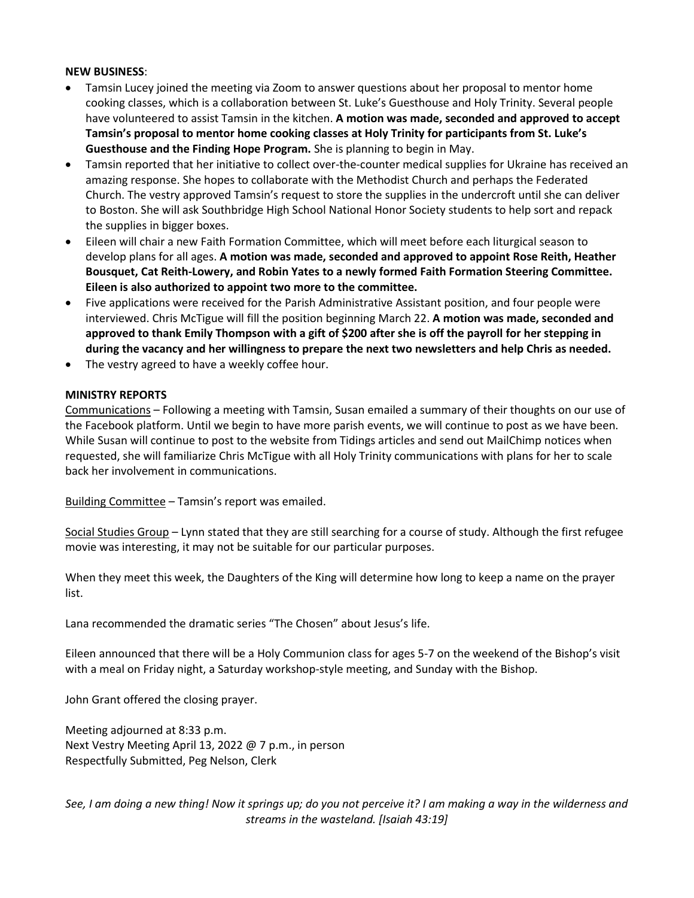**NEW BUSINESS**:

- Tamsin Lucey joined the meeting via Zoom to answer questions about her proposal to mentor home cooking classes, which is a collaboration between St. Luke's Guesthouse and Holy Trinity. Several people have volunteered to assist Tamsin in the kitchen. **A motion was made, seconded and approved to accept Tamsin's proposal to mentor home cooking classes at Holy Trinity for participants from St. Luke's Guesthouse and the Finding Hope Program.** She is planning to begin in May.
- Tamsin reported that her initiative to collect over-the-counter medical supplies for Ukraine has received an amazing response. She hopes to collaborate with the Methodist Church and perhaps the Federated Church. The vestry approved Tamsin's request to store the supplies in the undercroft until she can deliver to Boston. She will ask Southbridge High School National Honor Society students to help sort and repack the supplies in bigger boxes.
- Eileen will chair a new Faith Formation Committee, which will meet before each liturgical season to develop plans for all ages. **A motion was made, seconded and approved to appoint Rose Reith, Heather Bousquet, Cat Reith-Lowery, and Robin Yates to a newly formed Faith Formation Steering Committee. Eileen is also authorized to appoint two more to the committee.**
- Five applications were received for the Parish Administrative Assistant position, and four people were interviewed. Chris McTigue will fill the position beginning March 22. **A motion was made, seconded and approved to thank Emily Thompson with a gift of $200 after she is off the payroll for her stepping in during the vacancy and her willingness to prepare the next two newsletters and help Chris as needed.**
- The vestry agreed to have a weekly coffee hour.

**MINISTRY REPORTS**

<u>Communications</u> – Following a meeting with Tamsin, Susan emailed a summary of their thoughts on our use of the Facebook platform. Until we begin to have more parish events, we will continue to post as we have been. While Susan will continue to post to the website from Tidings articles and send out MailChimp notices when requested, she will familiarize Chris McTigue with all Holy Trinity communications with plans for her to scale back her involvement in communications.

<u>Building Committee</u> – Tamsin's report was emailed.

<u>Social Studies Group</u> – Lynn stated that they are still searching for a course of study. Although the first refugee movie was interesting, it may not be suitable for our particular purposes.

When they meet this week, the Daughters of the King will determine how long to keep a name on the prayer list.

Lana recommended the dramatic series "The Chosen" about Jesus's life.

Eileen announced that there will be a Holy Communion class for ages 5-7 on the weekend of the Bishop's visit with a meal on Friday night, a Saturday workshop-style meeting, and Sunday with the Bishop.

John Grant offered the closing prayer.

Meeting adjourned at 8:33 p.m.
Next Vestry Meeting April 13, 2022 @ 7 p.m., in person
Respectfully Submitted, Peg Nelson, Clerk

*See, I am doing a new thing! Now it springs up; do you not perceive it? I am making a way in the wilderness and streams in the wasteland. [Isaiah 43:19]*